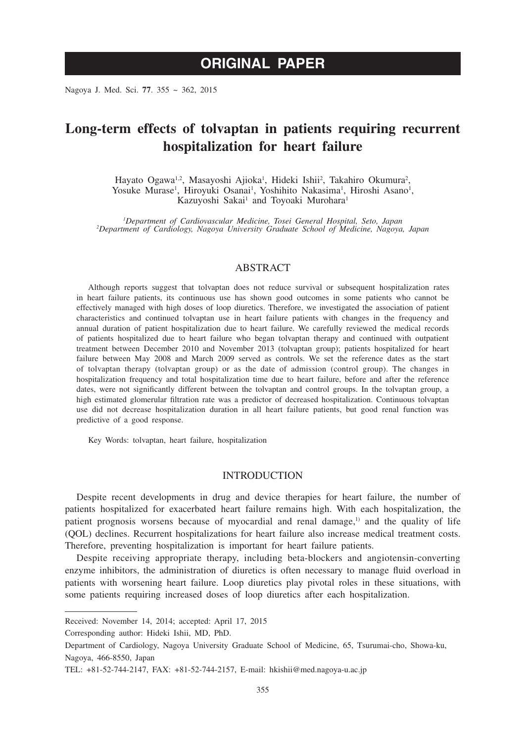# ORIGINAL PAPER

# Long-term effects of tolvaptan in patients requiring recurrent hospitalization for heart failure

Hayato Ogawa[1,2], Masayoshi Ajioka[1], Hideki Ishii[2], Takahiro Okumura[2], Yosuke Murase[1], Hiroyuki Osanai[1], Yoshihito Nakasima[1], Hiroshi Asano[1], Kazuyoshi Sakai[1] and Toyoaki Murohara[1]

[1]*Department of Cardiovascular Medicine, Tosei General Hospital, Seto, Japan*
[2]*Department of Cardiology, Nagoya University Graduate School of Medicine, Nagoya, Japan*

## ABSTRACT

Although reports suggest that tolvaptan does not reduce survival or subsequent hospitalization rates in heart failure patients, its continuous use has shown good outcomes in some patients who cannot be effectively managed with high doses of loop diuretics. Therefore, we investigated the association of patient characteristics and continued tolvaptan use in heart failure patients with changes in the frequency and annual duration of patient hospitalization due to heart failure. We carefully reviewed the medical records of patients hospitalized due to heart failure who began tolvaptan therapy and continued with outpatient treatment between December 2010 and November 2013 (tolvaptan group); patients hospitalized for heart failure between May 2008 and March 2009 served as controls. We set the reference dates as the start of tolvaptan therapy (tolvaptan group) or as the date of admission (control group). The changes in hospitalization frequency and total hospitalization time due to heart failure, before and after the reference dates, were not significantly different between the tolvaptan and control groups. In the tolvaptan group, a high estimated glomerular filtration rate was a predictor of decreased hospitalization. Continuous tolvaptan use did not decrease hospitalization duration in all heart failure patients, but good renal function was predictive of a good response.

Key Words: tolvaptan, heart failure, hospitalization

## INTRODUCTION

Despite recent developments in drug and device therapies for heart failure, the number of patients hospitalized for exacerbated heart failure remains high. With each hospitalization, the patient prognosis worsens because of myocardial and renal damage,[1] and the quality of life (QOL) declines. Recurrent hospitalizations for heart failure also increase medical treatment costs. Therefore, preventing hospitalization is important for heart failure patients.

Despite receiving appropriate therapy, including beta-blockers and angiotensin-converting enzyme inhibitors, the administration of diuretics is often necessary to manage fluid overload in patients with worsening heart failure. Loop diuretics play pivotal roles in these situations, with some patients requiring increased doses of loop diuretics after each hospitalization.

---

Received: November 14, 2014; accepted: April 17, 2015

Corresponding author: Hideki Ishii, MD, PhD.

Department of Cardiology, Nagoya University Graduate School of Medicine, 65, Tsurumai-cho, Showa-ku, Nagoya, 466-8550, Japan

TEL: +81-52-744-2147, FAX: +81-52-744-2157, E-mail: hkishii@med.nagoya-u.ac.jp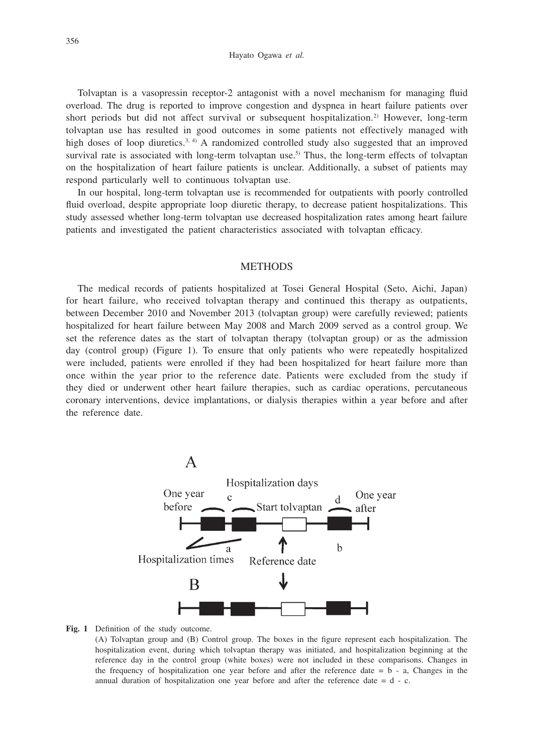Tolvaptan is a vasopressin receptor-2 antagonist with a novel mechanism for managing fluid overload. The drug is reported to improve congestion and dyspnea in heart failure patients over short periods but did not affect survival or subsequent hospitalization.[2] However, long-term tolvaptan use has resulted in good outcomes in some patients not effectively managed with high doses of loop diuretics.[3, 4] A randomized controlled study also suggested that an improved survival rate is associated with long-term tolvaptan use.[5] Thus, the long-term effects of tolvaptan on the hospitalization of heart failure patients is unclear. Additionally, a subset of patients may respond particularly well to continuous tolvaptan use.

In our hospital, long-term tolvaptan use is recommended for outpatients with poorly controlled fluid overload, despite appropriate loop diuretic therapy, to decrease patient hospitalizations. This study assessed whether long-term tolvaptan use decreased hospitalization rates among heart failure patients and investigated the patient characteristics associated with tolvaptan efficacy.

## METHODS

The medical records of patients hospitalized at Tosei General Hospital (Seto, Aichi, Japan) for heart failure, who received tolvaptan therapy and continued this therapy as outpatients, between December 2010 and November 2013 (tolvaptan group) were carefully reviewed; patients hospitalized for heart failure between May 2008 and March 2009 served as a control group. We set the reference dates as the start of tolvaptan therapy (tolvaptan group) or as the admission day (control group) (Figure 1). To ensure that only patients who were repeatedly hospitalized were included, patients were enrolled if they had been hospitalized for heart failure more than once within the year prior to the reference date. Patients were excluded from the study if they died or underwent other heart failure therapies, such as cardiac operations, percutaneous coronary interventions, device implantations, or dialysis therapies within a year before and after the reference date.

**Fig. 1** Definition of the study outcome.
(A) Tolvaptan group and (B) Control group. The boxes in the figure represent each hospitalization. The hospitalization event, during which tolvaptan therapy was initiated, and hospitalization beginning at the reference day in the control group (white boxes) were not included in these comparisons. Changes in the frequency of hospitalization one year before and after the reference date = b - a, Changes in the annual duration of hospitalization one year before and after the reference date = d - c.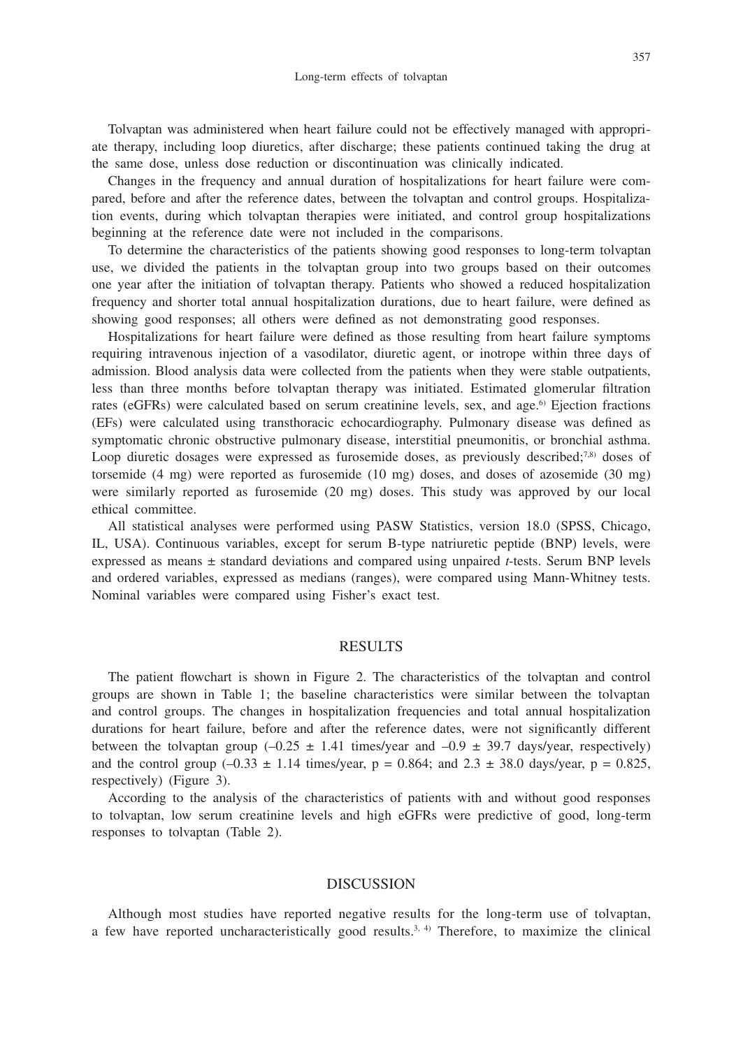Tolvaptan was administered when heart failure could not be effectively managed with appropriate therapy, including loop diuretics, after discharge; these patients continued taking the drug at the same dose, unless dose reduction or discontinuation was clinically indicated.

Changes in the frequency and annual duration of hospitalizations for heart failure were compared, before and after the reference dates, between the tolvaptan and control groups. Hospitalization events, during which tolvaptan therapies were initiated, and control group hospitalizations beginning at the reference date were not included in the comparisons.

To determine the characteristics of the patients showing good responses to long-term tolvaptan use, we divided the patients in the tolvaptan group into two groups based on their outcomes one year after the initiation of tolvaptan therapy. Patients who showed a reduced hospitalization frequency and shorter total annual hospitalization durations, due to heart failure, were defined as showing good responses; all others were defined as not demonstrating good responses.

Hospitalizations for heart failure were defined as those resulting from heart failure symptoms requiring intravenous injection of a vasodilator, diuretic agent, or inotrope within three days of admission. Blood analysis data were collected from the patients when they were stable outpatients, less than three months before tolvaptan therapy was initiated. Estimated glomerular filtration rates (eGFRs) were calculated based on serum creatinine levels, sex, and age.[6] Ejection fractions (EFs) were calculated using transthoracic echocardiography. Pulmonary disease was defined as symptomatic chronic obstructive pulmonary disease, interstitial pneumonitis, or bronchial asthma. Loop diuretic dosages were expressed as furosemide doses, as previously described;[7,8] doses of torsemide (4 mg) were reported as furosemide (10 mg) doses, and doses of azosemide (30 mg) were similarly reported as furosemide (20 mg) doses. This study was approved by our local ethical committee.

All statistical analyses were performed using PASW Statistics, version 18.0 (SPSS, Chicago, IL, USA). Continuous variables, except for serum B-type natriuretic peptide (BNP) levels, were expressed as means ± standard deviations and compared using unpaired *t*-tests. Serum BNP levels and ordered variables, expressed as medians (ranges), were compared using Mann-Whitney tests. Nominal variables were compared using Fisher's exact test.

## RESULTS

The patient flowchart is shown in Figure 2. The characteristics of the tolvaptan and control groups are shown in Table 1; the baseline characteristics were similar between the tolvaptan and control groups. The changes in hospitalization frequencies and total annual hospitalization durations for heart failure, before and after the reference dates, were not significantly different between the tolvaptan group (–0.25 ± 1.41 times/year and –0.9 ± 39.7 days/year, respectively) and the control group (–0.33 ± 1.14 times/year, $p = 0.864$; and 2.3 ± 38.0 days/year, $p = 0.825$, respectively) (Figure 3).

According to the analysis of the characteristics of patients with and without good responses to tolvaptan, low serum creatinine levels and high eGFRs were predictive of good, long-term responses to tolvaptan (Table 2).

## DISCUSSION

Although most studies have reported negative results for the long-term use of tolvaptan, a few have reported uncharacteristically good results.[3, 4] Therefore, to maximize the clinical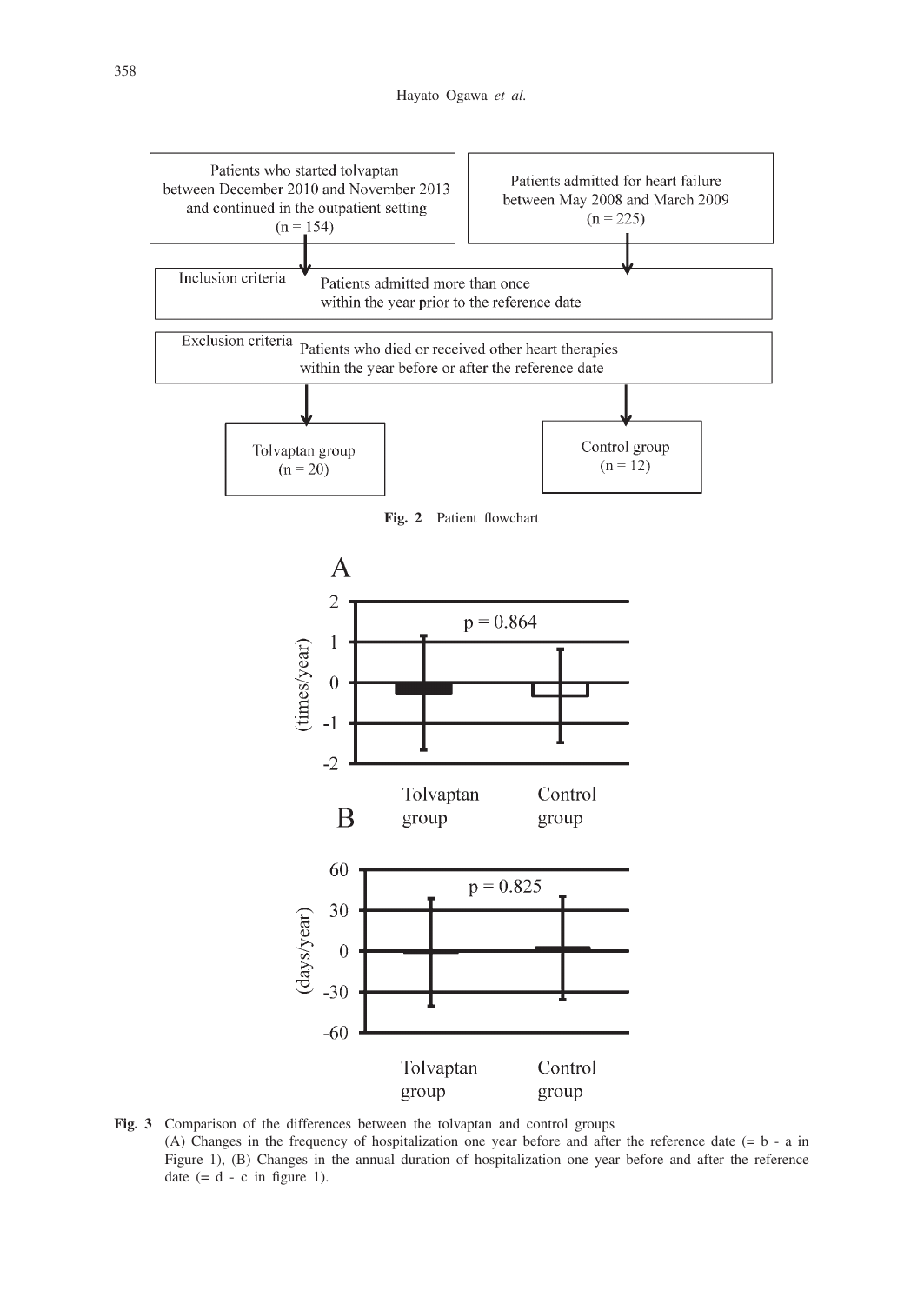Patients who started tolvaptan between December 2010 and November 2013 and continued in the outpatient setting (n = 154)

Patients admitted for heart failure between May 2008 and March 2009 (n = 225)

Inclusion criteria: Patients admitted more than once within the year prior to the reference date

Exclusion criteria: Patients who died or received other heart therapies within the year before or after the reference date

Tolvaptan group (n = 20)

Control group (n = 12)

**Fig. 2** Patient flowchart

**Fig. 3** Comparison of the differences between the tolvaptan and control groups
(A) Changes in the frequency of hospitalization one year before and after the reference date (= b - a in Figure 1), (B) Changes in the annual duration of hospitalization one year before and after the reference date (= d - c in figure 1).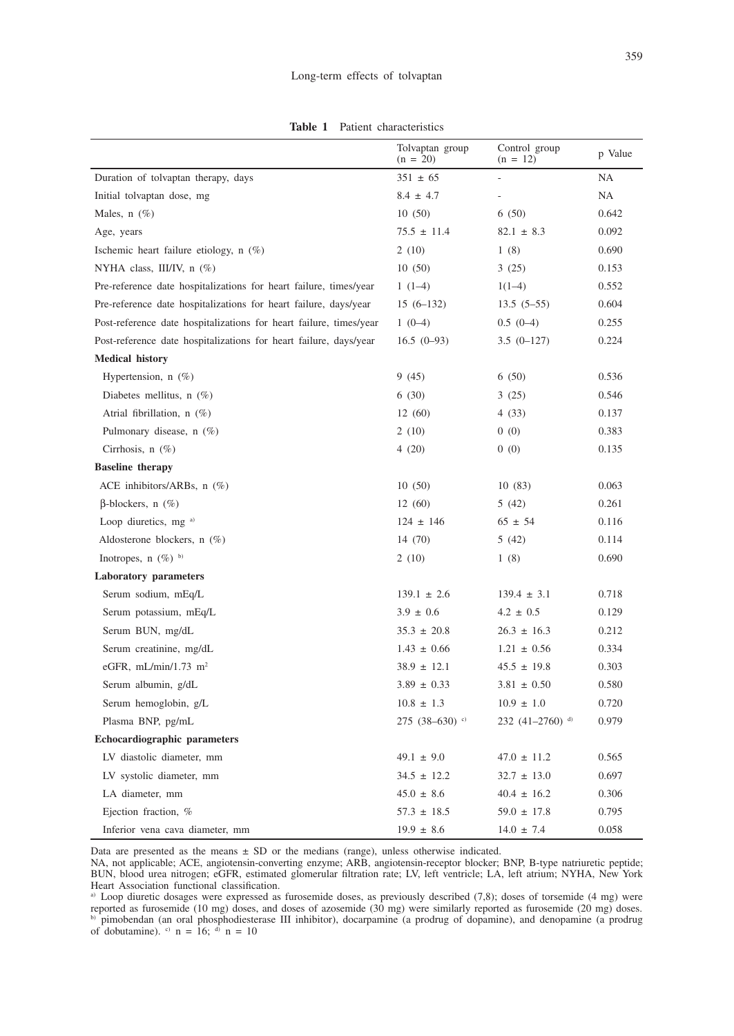**Table 1** Patient characteristics

| | Tolvaptan group (n = 20) | Control group (n = 12) | p Value |
|---|---|---|---|
| Duration of tolvaptan therapy, days | 351 ± 65 | - | NA |
| Initial tolvaptan dose, mg | 8.4 ± 4.7 | - | NA |
| Males, n (%) | 10 (50) | 6 (50) | 0.642 |
| Age, years | 75.5 ± 11.4 | 82.1 ± 8.3 | 0.092 |
| Ischemic heart failure etiology, n (%) | 2 (10) | 1 (8) | 0.690 |
| NYHA class, III/IV, n (%) | 10 (50) | 3 (25) | 0.153 |
| Pre-reference date hospitalizations for heart failure, times/year | 1 (1–4) | 1(1–4) | 0.552 |
| Pre-reference date hospitalizations for heart failure, days/year | 15 (6–132) | 13.5 (5–55) | 0.604 |
| Post-reference date hospitalizations for heart failure, times/year | 1 (0–4) | 0.5 (0–4) | 0.255 |
| Post-reference date hospitalizations for heart failure, days/year | 16.5 (0–93) | 3.5 (0–127) | 0.224 |
| **Medical history** | | | |
| Hypertension, n (%) | 9 (45) | 6 (50) | 0.536 |
| Diabetes mellitus, n (%) | 6 (30) | 3 (25) | 0.546 |
| Atrial fibrillation, n (%) | 12 (60) | 4 (33) | 0.137 |
| Pulmonary disease, n (%) | 2 (10) | 0 (0) | 0.383 |
| Cirrhosis, n (%) | 4 (20) | 0 (0) | 0.135 |
| **Baseline therapy** | | | |
| ACE inhibitors/ARBs, n (%) | 10 (50) | 10 (83) | 0.063 |
| β-blockers, n (%) | 12 (60) | 5 (42) | 0.261 |
| Loop diuretics, mg [a] | 124 ± 146 | 65 ± 54 | 0.116 |
| Aldosterone blockers, n (%) | 14 (70) | 5 (42) | 0.114 |
| Inotropes, n (%) [b] | 2 (10) | 1 (8) | 0.690 |
| **Laboratory parameters** | | | |
| Serum sodium, mEq/L | 139.1 ± 2.6 | 139.4 ± 3.1 | 0.718 |
| Serum potassium, mEq/L | 3.9 ± 0.6 | 4.2 ± 0.5 | 0.129 |
| Serum BUN, mg/dL | 35.3 ± 20.8 | 26.3 ± 16.3 | 0.212 |
| Serum creatinine, mg/dL | 1.43 ± 0.66 | 1.21 ± 0.56 | 0.334 |
| eGFR, mL/min/1.73 $m^2$ | 38.9 ± 12.1 | 45.5 ± 19.8 | 0.303 |
| Serum albumin, g/dL | 3.89 ± 0.33 | 3.81 ± 0.50 | 0.580 |
| Serum hemoglobin, g/L | 10.8 ± 1.3 | 10.9 ± 1.0 | 0.720 |
| Plasma BNP, pg/mL | 275 (38–630) [c] | 232 (41–2760) [d] | 0.979 |
| **Echocardiographic parameters** | | | |
| LV diastolic diameter, mm | 49.1 ± 9.0 | 47.0 ± 11.2 | 0.565 |
| LV systolic diameter, mm | 34.5 ± 12.2 | 32.7 ± 13.0 | 0.697 |
| LA diameter, mm | 45.0 ± 8.6 | 40.4 ± 16.2 | 0.306 |
| Ejection fraction, % | 57.3 ± 18.5 | 59.0 ± 17.8 | 0.795 |
| Inferior vena cava diameter, mm | 19.9 ± 8.6 | 14.0 ± 7.4 | 0.058 |

Data are presented as the means ± SD or the medians (range), unless otherwise indicated.

NA, not applicable; ACE, angiotensin-converting enzyme; ARB, angiotensin-receptor blocker; BNP, B-type natriuretic peptide; BUN, blood urea nitrogen; eGFR, estimated glomerular filtration rate; LV, left ventricle; LA, left atrium; NYHA, New York Heart Association functional classification.

[a] Loop diuretic dosages were expressed as furosemide doses, as previously described (7,8); doses of torsemide (4 mg) were reported as furosemide (10 mg) doses, and doses of azosemide (30 mg) were similarly reported as furosemide (20 mg) doses. [b] pimobendan (an oral phosphodiesterase III inhibitor), docarpamine (a prodrug of dopamine), and denopamine (a prodrug of dobutamine). [c] n = 16; [d] n = 10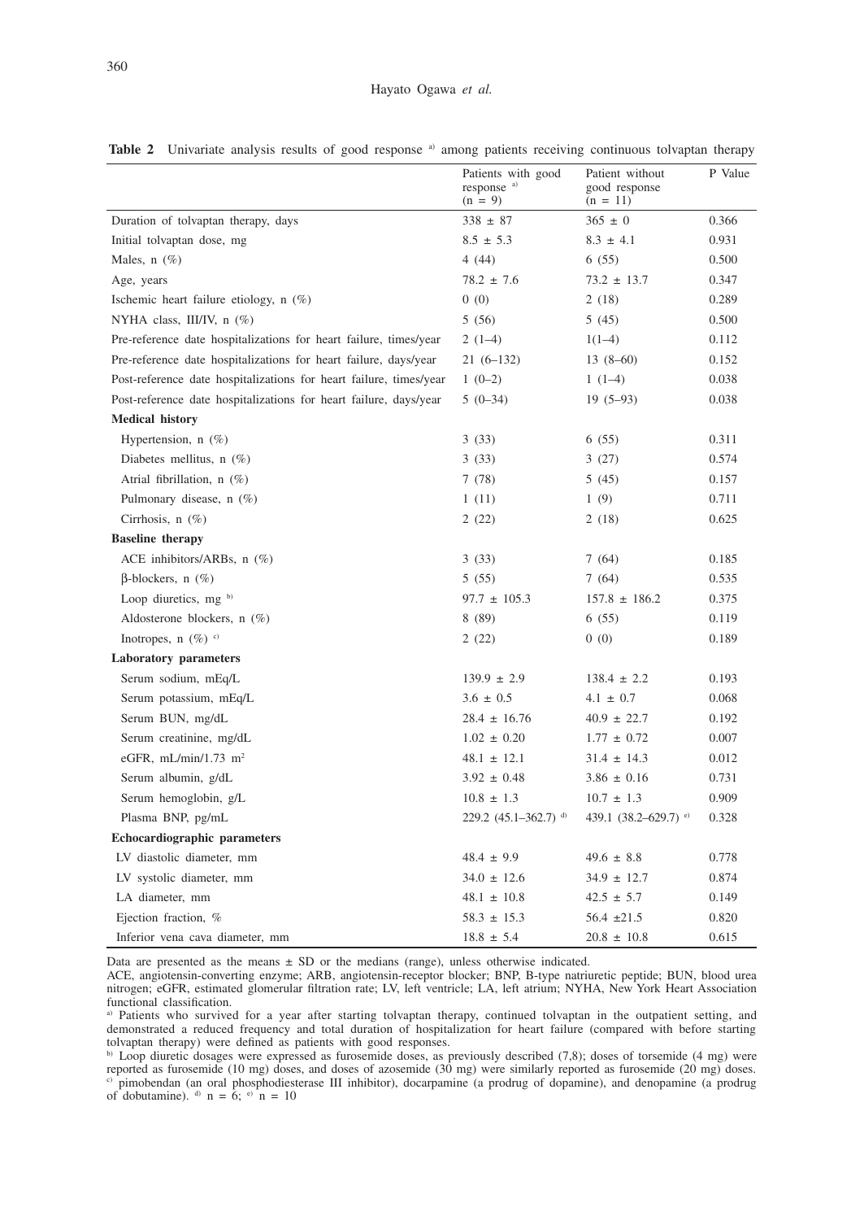**Table 2** Univariate analysis results of good response [a] among patients receiving continuous tolvaptan therapy

| | Patients with good response [a] (n = 9) | Patient without good response (n = 11) | P Value |
|---|---|---|---|
| Duration of tolvaptan therapy, days | 338 ± 87 | 365 ± 0 | 0.366 |
| Initial tolvaptan dose, mg | 8.5 ± 5.3 | 8.3 ± 4.1 | 0.931 |
| Males, n (%) | 4 (44) | 6 (55) | 0.500 |
| Age, years | 78.2 ± 7.6 | 73.2 ± 13.7 | 0.347 |
| Ischemic heart failure etiology, n (%) | 0 (0) | 2 (18) | 0.289 |
| NYHA class, III/IV, n (%) | 5 (56) | 5 (45) | 0.500 |
| Pre-reference date hospitalizations for heart failure, times/year | 2 (1–4) | 1(1–4) | 0.112 |
| Pre-reference date hospitalizations for heart failure, days/year | 21 (6–132) | 13 (8–60) | 0.152 |
| Post-reference date hospitalizations for heart failure, times/year | 1 (0–2) | 1 (1–4) | 0.038 |
| Post-reference date hospitalizations for heart failure, days/year | 5 (0–34) | 19 (5–93) | 0.038 |
| **Medical history** | | | |
| Hypertension, n (%) | 3 (33) | 6 (55) | 0.311 |
| Diabetes mellitus, n (%) | 3 (33) | 3 (27) | 0.574 |
| Atrial fibrillation, n (%) | 7 (78) | 5 (45) | 0.157 |
| Pulmonary disease, n (%) | 1 (11) | 1 (9) | 0.711 |
| Cirrhosis, n (%) | 2 (22) | 2 (18) | 0.625 |
| **Baseline therapy** | | | |
| ACE inhibitors/ARBs, n (%) | 3 (33) | 7 (64) | 0.185 |
| β-blockers, n (%) | 5 (55) | 7 (64) | 0.535 |
| Loop diuretics, mg [b] | 97.7 ± 105.3 | 157.8 ± 186.2 | 0.375 |
| Aldosterone blockers, n (%) | 8 (89) | 6 (55) | 0.119 |
| Inotropes, n (%) [c] | 2 (22) | 0 (0) | 0.189 |
| **Laboratory parameters** | | | |
| Serum sodium, mEq/L | 139.9 ± 2.9 | 138.4 ± 2.2 | 0.193 |
| Serum potassium, mEq/L | 3.6 ± 0.5 | 4.1 ± 0.7 | 0.068 |
| Serum BUN, mg/dL | 28.4 ± 16.76 | 40.9 ± 22.7 | 0.192 |
| Serum creatinine, mg/dL | 1.02 ± 0.20 | 1.77 ± 0.72 | 0.007 |
| eGFR, mL/min/1.73 $m^2$ | 48.1 ± 12.1 | 31.4 ± 14.3 | 0.012 |
| Serum albumin, g/dL | 3.92 ± 0.48 | 3.86 ± 0.16 | 0.731 |
| Serum hemoglobin, g/L | 10.8 ± 1.3 | 10.7 ± 1.3 | 0.909 |
| Plasma BNP, pg/mL | 229.2 (45.1–362.7) [d] | 439.1 (38.2–629.7) [e] | 0.328 |
| **Echocardiographic parameters** | | | |
| LV diastolic diameter, mm | 48.4 ± 9.9 | 49.6 ± 8.8 | 0.778 |
| LV systolic diameter, mm | 34.0 ± 12.6 | 34.9 ± 12.7 | 0.874 |
| LA diameter, mm | 48.1 ± 10.8 | 42.5 ± 5.7 | 0.149 |
| Ejection fraction, % | 58.3 ± 15.3 | 56.4 ±21.5 | 0.820 |
| Inferior vena cava diameter, mm | 18.8 ± 5.4 | 20.8 ± 10.8 | 0.615 |

Data are presented as the means ± SD or the medians (range), unless otherwise indicated.

ACE, angiotensin-converting enzyme; ARB, angiotensin-receptor blocker; BNP, B-type natriuretic peptide; BUN, blood urea nitrogen; eGFR, estimated glomerular filtration rate; LV, left ventricle; LA, left atrium; NYHA, New York Heart Association functional classification.

[a] Patients who survived for a year after starting tolvaptan therapy, continued tolvaptan in the outpatient setting, and demonstrated a reduced frequency and total duration of hospitalization for heart failure (compared with before starting tolvaptan therapy) were defined as patients with good responses.

[b] Loop diuretic dosages were expressed as furosemide doses, as previously described (7,8); doses of torsemide (4 mg) were reported as furosemide (10 mg) doses, and doses of azosemide (30 mg) were similarly reported as furosemide (20 mg) doses.

[c] pimobendan (an oral phosphodiesterase III inhibitor), docarpamine (a prodrug of dopamine), and denopamine (a prodrug of dobutamine). [d] n = 6; [e] n = 10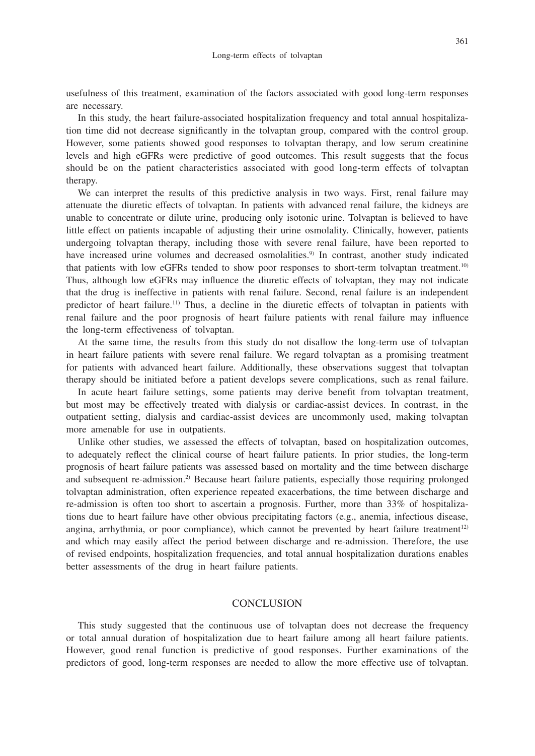usefulness of this treatment, examination of the factors associated with good long-term responses are necessary.

In this study, the heart failure-associated hospitalization frequency and total annual hospitalization time did not decrease significantly in the tolvaptan group, compared with the control group. However, some patients showed good responses to tolvaptan therapy, and low serum creatinine levels and high eGFRs were predictive of good outcomes. This result suggests that the focus should be on the patient characteristics associated with good long-term effects of tolvaptan therapy.

We can interpret the results of this predictive analysis in two ways. First, renal failure may attenuate the diuretic effects of tolvaptan. In patients with advanced renal failure, the kidneys are unable to concentrate or dilute urine, producing only isotonic urine. Tolvaptan is believed to have little effect on patients incapable of adjusting their urine osmolality. Clinically, however, patients undergoing tolvaptan therapy, including those with severe renal failure, have been reported to have increased urine volumes and decreased osmolalities.[9] In contrast, another study indicated that patients with low eGFRs tended to show poor responses to short-term tolvaptan treatment.[10] Thus, although low eGFRs may influence the diuretic effects of tolvaptan, they may not indicate that the drug is ineffective in patients with renal failure. Second, renal failure is an independent predictor of heart failure.[11] Thus, a decline in the diuretic effects of tolvaptan in patients with renal failure and the poor prognosis of heart failure patients with renal failure may influence the long-term effectiveness of tolvaptan.

At the same time, the results from this study do not disallow the long-term use of tolvaptan in heart failure patients with severe renal failure. We regard tolvaptan as a promising treatment for patients with advanced heart failure. Additionally, these observations suggest that tolvaptan therapy should be initiated before a patient develops severe complications, such as renal failure.

In acute heart failure settings, some patients may derive benefit from tolvaptan treatment, but most may be effectively treated with dialysis or cardiac-assist devices. In contrast, in the outpatient setting, dialysis and cardiac-assist devices are uncommonly used, making tolvaptan more amenable for use in outpatients.

Unlike other studies, we assessed the effects of tolvaptan, based on hospitalization outcomes, to adequately reflect the clinical course of heart failure patients. In prior studies, the long-term prognosis of heart failure patients was assessed based on mortality and the time between discharge and subsequent re-admission.[2] Because heart failure patients, especially those requiring prolonged tolvaptan administration, often experience repeated exacerbations, the time between discharge and re-admission is often too short to ascertain a prognosis. Further, more than 33% of hospitalizations due to heart failure have other obvious precipitating factors (e.g., anemia, infectious disease, angina, arrhythmia, or poor compliance), which cannot be prevented by heart failure treatment[12] and which may easily affect the period between discharge and re-admission. Therefore, the use of revised endpoints, hospitalization frequencies, and total annual hospitalization durations enables better assessments of the drug in heart failure patients.

## CONCLUSION

This study suggested that the continuous use of tolvaptan does not decrease the frequency or total annual duration of hospitalization due to heart failure among all heart failure patients. However, good renal function is predictive of good responses. Further examinations of the predictors of good, long-term responses are needed to allow the more effective use of tolvaptan.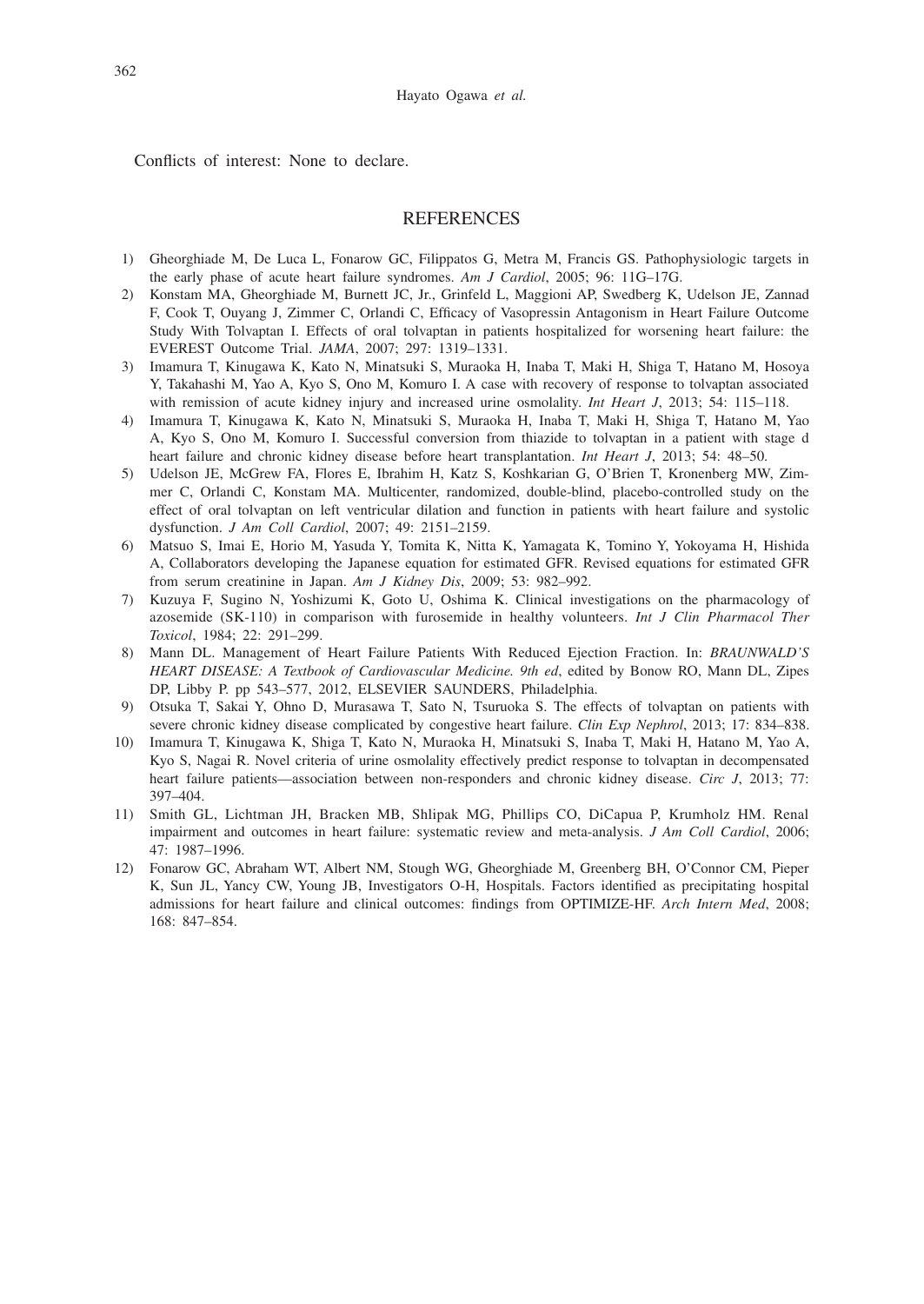Conflicts of interest: None to declare.

## REFERENCES

1) Gheorghiade M, De Luca L, Fonarow GC, Filippatos G, Metra M, Francis GS. Pathophysiologic targets in the early phase of acute heart failure syndromes. *Am J Cardiol*, 2005; 96: 11G–17G.
2) Konstam MA, Gheorghiade M, Burnett JC, Jr., Grinfeld L, Maggioni AP, Swedberg K, Udelson JE, Zannad F, Cook T, Ouyang J, Zimmer C, Orlandi C, Efficacy of Vasopressin Antagonism in Heart Failure Outcome Study With Tolvaptan I. Effects of oral tolvaptan in patients hospitalized for worsening heart failure: the EVEREST Outcome Trial. *JAMA*, 2007; 297: 1319–1331.
3) Imamura T, Kinugawa K, Kato N, Minatsuki S, Muraoka H, Inaba T, Maki H, Shiga T, Hatano M, Hosoya Y, Takahashi M, Yao A, Kyo S, Ono M, Komuro I. A case with recovery of response to tolvaptan associated with remission of acute kidney injury and increased urine osmolality. *Int Heart J*, 2013; 54: 115–118.
4) Imamura T, Kinugawa K, Kato N, Minatsuki S, Muraoka H, Inaba T, Maki H, Shiga T, Hatano M, Yao A, Kyo S, Ono M, Komuro I. Successful conversion from thiazide to tolvaptan in a patient with stage d heart failure and chronic kidney disease before heart transplantation. *Int Heart J*, 2013; 54: 48–50.
5) Udelson JE, McGrew FA, Flores E, Ibrahim H, Katz S, Koshkarian G, O'Brien T, Kronenberg MW, Zimmer C, Orlandi C, Konstam MA. Multicenter, randomized, double-blind, placebo-controlled study on the effect of oral tolvaptan on left ventricular dilation and function in patients with heart failure and systolic dysfunction. *J Am Coll Cardiol*, 2007; 49: 2151–2159.
6) Matsuo S, Imai E, Horio M, Yasuda Y, Tomita K, Nitta K, Yamagata K, Tomino Y, Yokoyama H, Hishida A, Collaborators developing the Japanese equation for estimated GFR. Revised equations for estimated GFR from serum creatinine in Japan. *Am J Kidney Dis*, 2009; 53: 982–992.
7) Kuzuya F, Sugino N, Yoshizumi K, Goto U, Oshima K. Clinical investigations on the pharmacology of azosemide (SK-110) in comparison with furosemide in healthy volunteers. *Int J Clin Pharmacol Ther Toxicol*, 1984; 22: 291–299.
8) Mann DL. Management of Heart Failure Patients With Reduced Ejection Fraction. In: *BRAUNWALD'S HEART DISEASE: A Textbook of Cardiovascular Medicine. 9th ed*, edited by Bonow RO, Mann DL, Zipes DP, Libby P. pp 543–577, 2012, ELSEVIER SAUNDERS, Philadelphia.
9) Otsuka T, Sakai Y, Ohno D, Murasawa T, Sato N, Tsuruoka S. The effects of tolvaptan on patients with severe chronic kidney disease complicated by congestive heart failure. *Clin Exp Nephrol*, 2013; 17: 834–838.
10) Imamura T, Kinugawa K, Shiga T, Kato N, Muraoka H, Minatsuki S, Inaba T, Maki H, Hatano M, Yao A, Kyo S, Nagai R. Novel criteria of urine osmolality effectively predict response to tolvaptan in decompensated heart failure patients—association between non-responders and chronic kidney disease. *Circ J*, 2013; 77: 397–404.
11) Smith GL, Lichtman JH, Bracken MB, Shlipak MG, Phillips CO, DiCapua P, Krumholz HM. Renal impairment and outcomes in heart failure: systematic review and meta-analysis. *J Am Coll Cardiol*, 2006; 47: 1987–1996.
12) Fonarow GC, Abraham WT, Albert NM, Stough WG, Gheorghiade M, Greenberg BH, O'Connor CM, Pieper K, Sun JL, Yancy CW, Young JB, Investigators O-H, Hospitals. Factors identified as precipitating hospital admissions for heart failure and clinical outcomes: findings from OPTIMIZE-HF. *Arch Intern Med*, 2008; 168: 847–854.